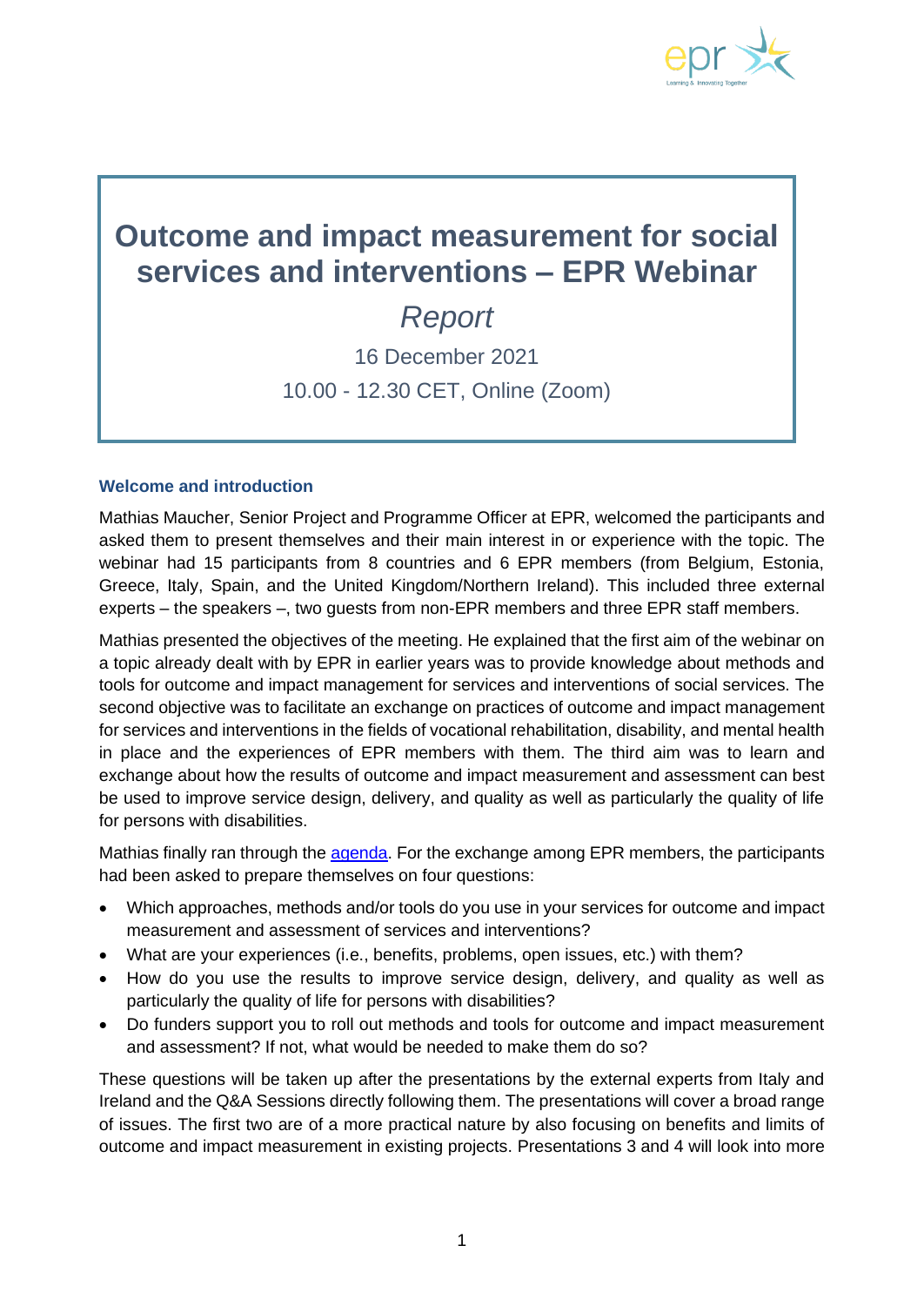# Outcome and impact measurement for social services and interventions – EPR Webinar

*Report*

16 December 2021

10.00 - 12.30 CET, Online (Zoom)

## Welcome and introduction

Mathias Maucher, Senior Project and Programme Officer at EPR, welcomed the participants and asked them to present themselves and their main interest in or experience with the topic. The webinar had 15 participants from 8 countries and 6 EPR members (from Belgium, Estonia, Greece, Italy, Spain, and the United Kingdom/Northern Ireland). This included three external experts – the speakers –, two guests from non-EPR members and three EPR staff members.

Mathias presented the objectives of the meeting. He explained that the first aim of the webinar on a topic already dealt with by EPR in earlier years was to provide knowledge about methods and tools for outcome and impact management for services and interventions of social services. The second objective was to facilitate an exchange on practices of outcome and impact management for services and interventions in the fields of vocational rehabilitation, disability, and mental health in place and the experiences of EPR members with them. The third aim was to learn and exchange about how the results of outcome and impact measurement and assessment can best be used to improve service design, delivery, and quality as well as particularly the quality of life for persons with disabilities.

Mathias finally ran through the agenda. For the exchange among EPR members, the participants had been asked to prepare themselves on four questions:

- Which approaches, methods and/or tools do you use in your services for outcome and impact measurement and assessment of services and interventions?
- What are your experiences (i.e., benefits, problems, open issues, etc.) with them?
- How do you use the results to improve service design, delivery, and quality as well as particularly the quality of life for persons with disabilities?
- Do funders support you to roll out methods and tools for outcome and impact measurement and assessment? If not, what would be needed to make them do so?

These questions will be taken up after the presentations by the external experts from Italy and Ireland and the Q&A Sessions directly following them. The presentations will cover a broad range of issues. The first two are of a more practical nature by also focusing on benefits and limits of outcome and impact measurement in existing projects. Presentations 3 and 4 will look into more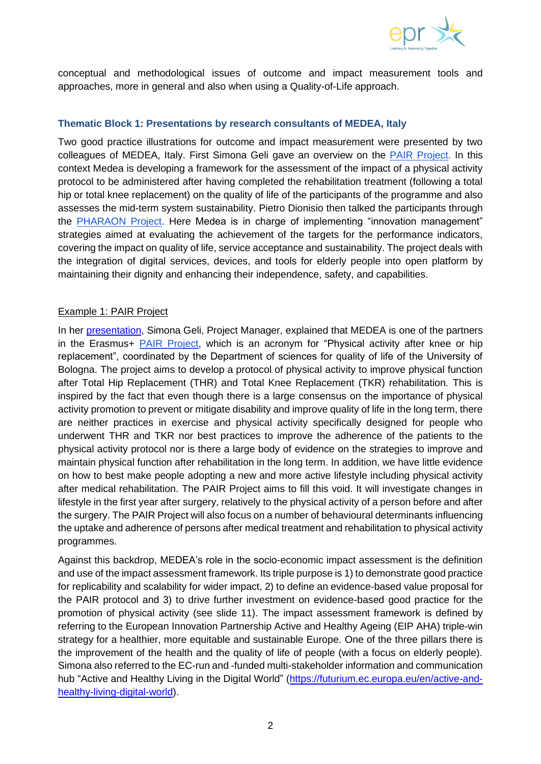conceptual and methodological issues of outcome and impact measurement tools and approaches, more in general and also when using a Quality-of-Life approach.

### Thematic Block 1: Presentations by research consultants of MEDEA, Italy

Two good practice illustrations for outcome and impact measurement were presented by two colleagues of MEDEA, Italy. First Simona Geli gave an overview on the PAIR Project. In this context Medea is developing a framework for the assessment of the impact of a physical activity protocol to be administered after having completed the rehabilitation treatment (following a total hip or total knee replacement) on the quality of life of the participants of the programme and also assesses the mid-term system sustainability. Pietro Dionisio then talked the participants through the PHARAON Project. Here Medea is in charge of implementing "innovation management" strategies aimed at evaluating the achievement of the targets for the performance indicators, covering the impact on quality of life, service acceptance and sustainability. The project deals with the integration of digital services, devices, and tools for elderly people into open platform by maintaining their dignity and enhancing their independence, safety, and capabilities.

Example 1: PAIR Project

In her presentation, Simona Geli, Project Manager, explained that MEDEA is one of the partners in the Erasmus+ PAIR Project, which is an acronym for "Physical activity after knee or hip replacement", coordinated by the Department of sciences for quality of life of the University of Bologna. The project aims to develop a protocol of physical activity to improve physical function after Total Hip Replacement (THR) and Total Knee Replacement (TKR) rehabilitation. This is inspired by the fact that even though there is a large consensus on the importance of physical activity promotion to prevent or mitigate disability and improve quality of life in the long term, there are neither practices in exercise and physical activity specifically designed for people who underwent THR and TKR nor best practices to improve the adherence of the patients to the physical activity protocol nor is there a large body of evidence on the strategies to improve and maintain physical function after rehabilitation in the long term. In addition, we have little evidence on how to best make people adopting a new and more active lifestyle including physical activity after medical rehabilitation. The PAIR Project aims to fill this void. It will investigate changes in lifestyle in the first year after surgery, relatively to the physical activity of a person before and after the surgery. The PAIR Project will also focus on a number of behavioural determinants influencing the uptake and adherence of persons after medical treatment and rehabilitation to physical activity programmes.

Against this backdrop, MEDEA's role in the socio-economic impact assessment is the definition and use of the impact assessment framework. Its triple purpose is 1) to demonstrate good practice for replicability and scalability for wider impact, 2) to define an evidence-based value proposal for the PAIR protocol and 3) to drive further investment on evidence-based good practice for the promotion of physical activity (see slide 11). The impact assessment framework is defined by referring to the European Innovation Partnership Active and Healthy Ageing (EIP AHA) triple-win strategy for a healthier, more equitable and sustainable Europe. One of the three pillars there is the improvement of the health and the quality of life of people (with a focus on elderly people). Simona also referred to the EC-run and -funded multi-stakeholder information and communication hub "Active and Healthy Living in the Digital World" (https://futurium.ec.europa.eu/en/active-and-healthy-living-digital-world).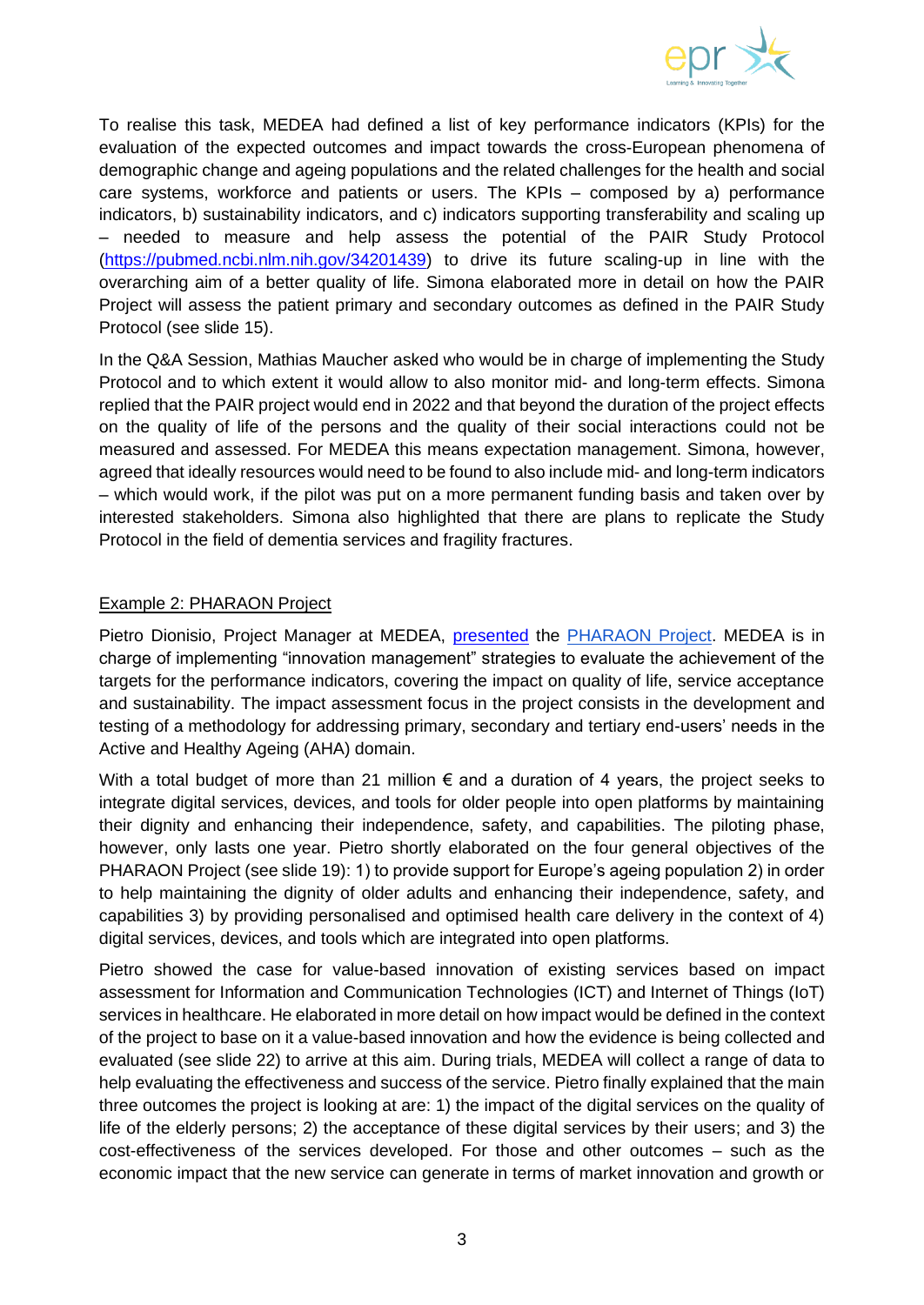To realise this task, MEDEA had defined a list of key performance indicators (KPIs) for the evaluation of the expected outcomes and impact towards the cross-European phenomena of demographic change and ageing populations and the related challenges for the health and social care systems, workforce and patients or users. The KPIs – composed by a) performance indicators, b) sustainability indicators, and c) indicators supporting transferability and scaling up – needed to measure and help assess the potential of the PAIR Study Protocol ([https://pubmed.ncbi.nlm.nih.gov/34201439](https://pubmed.ncbi.nlm.nih.gov/34201439)) to drive its future scaling-up in line with the overarching aim of a better quality of life. Simona elaborated more in detail on how the PAIR Project will assess the patient primary and secondary outcomes as defined in the PAIR Study Protocol (see slide 15).

In the Q&A Session, Mathias Maucher asked who would be in charge of implementing the Study Protocol and to which extent it would allow to also monitor mid- and long-term effects. Simona replied that the PAIR project would end in 2022 and that beyond the duration of the project effects on the quality of life of the persons and the quality of their social interactions could not be measured and assessed. For MEDEA this means expectation management. Simona, however, agreed that ideally resources would need to be found to also include mid- and long-term indicators – which would work, if the pilot was put on a more permanent funding basis and taken over by interested stakeholders. Simona also highlighted that there are plans to replicate the Study Protocol in the field of dementia services and fragility fractures.

### Example 2: PHARAON Project

Pietro Dionisio, Project Manager at MEDEA, presented the PHARAON Project. MEDEA is in charge of implementing "innovation management" strategies to evaluate the achievement of the targets for the performance indicators, covering the impact on quality of life, service acceptance and sustainability. The impact assessment focus in the project consists in the development and testing of a methodology for addressing primary, secondary and tertiary end-users' needs in the Active and Healthy Ageing (AHA) domain.

With a total budget of more than 21 million € and a duration of 4 years, the project seeks to integrate digital services, devices, and tools for older people into open platforms by maintaining their dignity and enhancing their independence, safety, and capabilities. The piloting phase, however, only lasts one year. Pietro shortly elaborated on the four general objectives of the PHARAON Project (see slide 19): 1) to provide support for Europe's ageing population 2) in order to help maintaining the dignity of older adults and enhancing their independence, safety, and capabilities 3) by providing personalised and optimised health care delivery in the context of 4) digital services, devices, and tools which are integrated into open platforms.

Pietro showed the case for value-based innovation of existing services based on impact assessment for Information and Communication Technologies (ICT) and Internet of Things (IoT) services in healthcare. He elaborated in more detail on how impact would be defined in the context of the project to base on it a value-based innovation and how the evidence is being collected and evaluated (see slide 22) to arrive at this aim. During trials, MEDEA will collect a range of data to help evaluating the effectiveness and success of the service. Pietro finally explained that the main three outcomes the project is looking at are: 1) the impact of the digital services on the quality of life of the elderly persons; 2) the acceptance of these digital services by their users; and 3) the cost-effectiveness of the services developed. For those and other outcomes – such as the economic impact that the new service can generate in terms of market innovation and growth or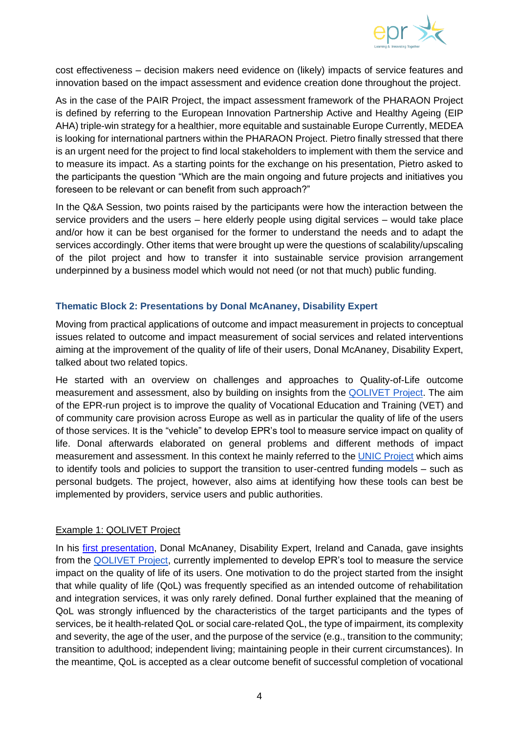cost effectiveness – decision makers need evidence on (likely) impacts of service features and innovation based on the impact assessment and evidence creation done throughout the project.

As in the case of the PAIR Project, the impact assessment framework of the PHARAON Project is defined by referring to the European Innovation Partnership Active and Healthy Ageing (EIP AHA) triple-win strategy for a healthier, more equitable and sustainable Europe Currently, MEDEA is looking for international partners within the PHARAON Project. Pietro finally stressed that there is an urgent need for the project to find local stakeholders to implement with them the service and to measure its impact. As a starting points for the exchange on his presentation, Pietro asked to the participants the question "Which are the main ongoing and future projects and initiatives you foreseen to be relevant or can benefit from such approach?"

In the Q&A Session, two points raised by the participants were how the interaction between the service providers and the users – here elderly people using digital services – would take place and/or how it can be best organised for the former to understand the needs and to adapt the services accordingly. Other items that were brought up were the questions of scalability/upscaling of the pilot project and how to transfer it into sustainable service provision arrangement underpinned by a business model which would not need (or not that much) public funding.

### Thematic Block 2: Presentations by Donal McAnaney, Disability Expert

Moving from practical applications of outcome and impact measurement in projects to conceptual issues related to outcome and impact measurement of social services and related interventions aiming at the improvement of the quality of life of their users, Donal McAnaney, Disability Expert, talked about two related topics.

He started with an overview on challenges and approaches to Quality-of-Life outcome measurement and assessment, also by building on insights from the QOLIVET Project. The aim of the EPR-run project is to improve the quality of Vocational Education and Training (VET) and of community care provision across Europe as well as in particular the quality of life of the users of those services. It is the "vehicle" to develop EPR's tool to measure service impact on quality of life. Donal afterwards elaborated on general problems and different methods of impact measurement and assessment. In this context he mainly referred to the UNIC Project which aims to identify tools and policies to support the transition to user-centred funding models – such as personal budgets. The project, however, also aims at identifying how these tools can best be implemented by providers, service users and public authorities.

Example 1: QOLIVET Project

In his first presentation, Donal McAnaney, Disability Expert, Ireland and Canada, gave insights from the QOLIVET Project, currently implemented to develop EPR's tool to measure the service impact on the quality of life of its users. One motivation to do the project started from the insight that while quality of life (QoL) was frequently specified as an intended outcome of rehabilitation and integration services, it was only rarely defined. Donal further explained that the meaning of QoL was strongly influenced by the characteristics of the target participants and the types of services, be it health-related QoL or social care-related QoL, the type of impairment, its complexity and severity, the age of the user, and the purpose of the service (e.g., transition to the community; transition to adulthood; independent living; maintaining people in their current circumstances). In the meantime, QoL is accepted as a clear outcome benefit of successful completion of vocational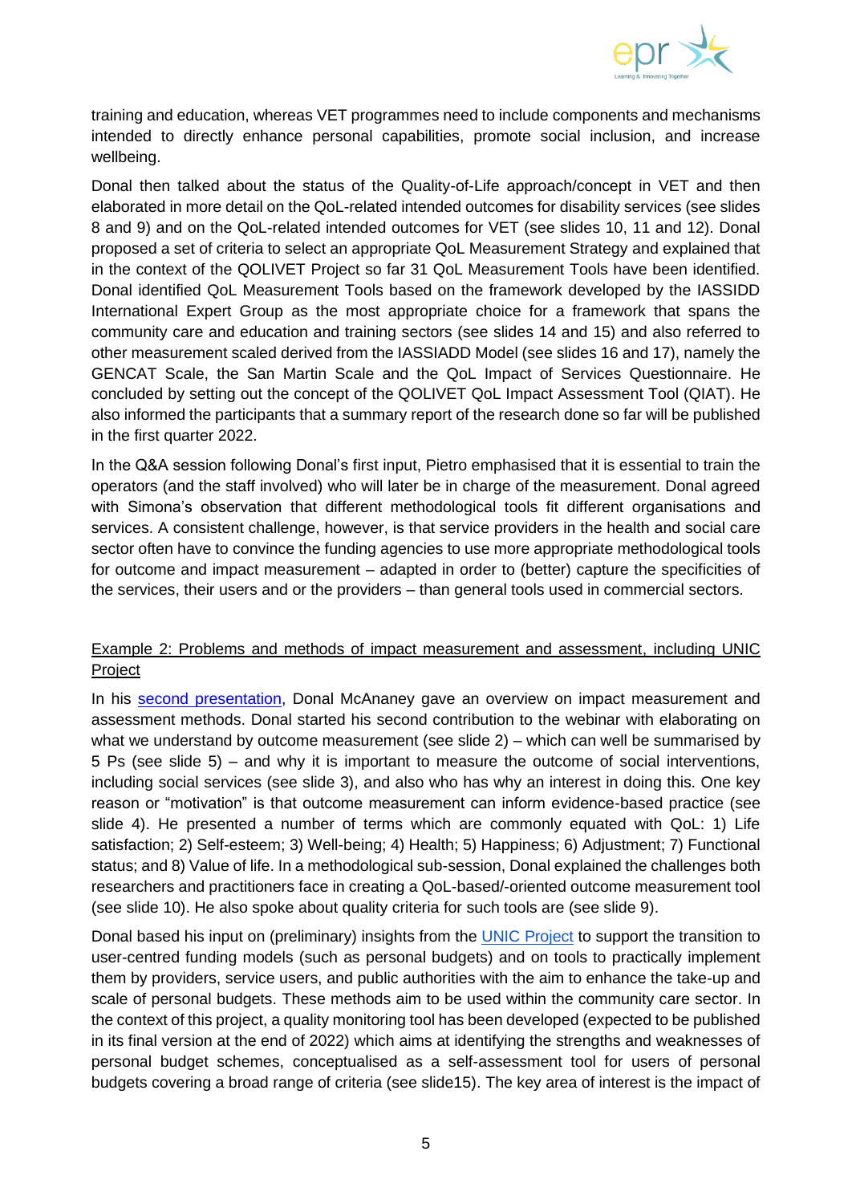training and education, whereas VET programmes need to include components and mechanisms intended to directly enhance personal capabilities, promote social inclusion, and increase wellbeing.

Donal then talked about the status of the Quality-of-Life approach/concept in VET and then elaborated in more detail on the QoL-related intended outcomes for disability services (see slides 8 and 9) and on the QoL-related intended outcomes for VET (see slides 10, 11 and 12). Donal proposed a set of criteria to select an appropriate QoL Measurement Strategy and explained that in the context of the QOLIVET Project so far 31 QoL Measurement Tools have been identified. Donal identified QoL Measurement Tools based on the framework developed by the IASSIDD International Expert Group as the most appropriate choice for a framework that spans the community care and education and training sectors (see slides 14 and 15) and also referred to other measurement scaled derived from the IASSIADD Model (see slides 16 and 17), namely the GENCAT Scale, the San Martin Scale and the QoL Impact of Services Questionnaire. He concluded by setting out the concept of the QOLIVET QoL Impact Assessment Tool (QIAT). He also informed the participants that a summary report of the research done so far will be published in the first quarter 2022.

In the Q&A session following Donal's first input, Pietro emphasised that it is essential to train the operators (and the staff involved) who will later be in charge of the measurement. Donal agreed with Simona's observation that different methodological tools fit different organisations and services. A consistent challenge, however, is that service providers in the health and social care sector often have to convince the funding agencies to use more appropriate methodological tools for outcome and impact measurement – adapted in order to (better) capture the specificities of the services, their users and or the providers – than general tools used in commercial sectors.

Example 2: Problems and methods of impact measurement and assessment, including UNIC Project

In his second presentation, Donal McAnaney gave an overview on impact measurement and assessment methods. Donal started his second contribution to the webinar with elaborating on what we understand by outcome measurement (see slide 2) – which can well be summarised by 5 Ps (see slide 5) – and why it is important to measure the outcome of social interventions, including social services (see slide 3), and also who has why an interest in doing this. One key reason or "motivation" is that outcome measurement can inform evidence-based practice (see slide 4). He presented a number of terms which are commonly equated with QoL: 1) Life satisfaction; 2) Self-esteem; 3) Well-being; 4) Health; 5) Happiness; 6) Adjustment; 7) Functional status; and 8) Value of life. In a methodological sub-session, Donal explained the challenges both researchers and practitioners face in creating a QoL-based/-oriented outcome measurement tool (see slide 10). He also spoke about quality criteria for such tools are (see slide 9).

Donal based his input on (preliminary) insights from the UNIC Project to support the transition to user-centred funding models (such as personal budgets) and on tools to practically implement them by providers, service users, and public authorities with the aim to enhance the take-up and scale of personal budgets. These methods aim to be used within the community care sector. In the context of this project, a quality monitoring tool has been developed (expected to be published in its final version at the end of 2022) which aims at identifying the strengths and weaknesses of personal budget schemes, conceptualised as a self-assessment tool for users of personal budgets covering a broad range of criteria (see slide15). The key area of interest is the impact of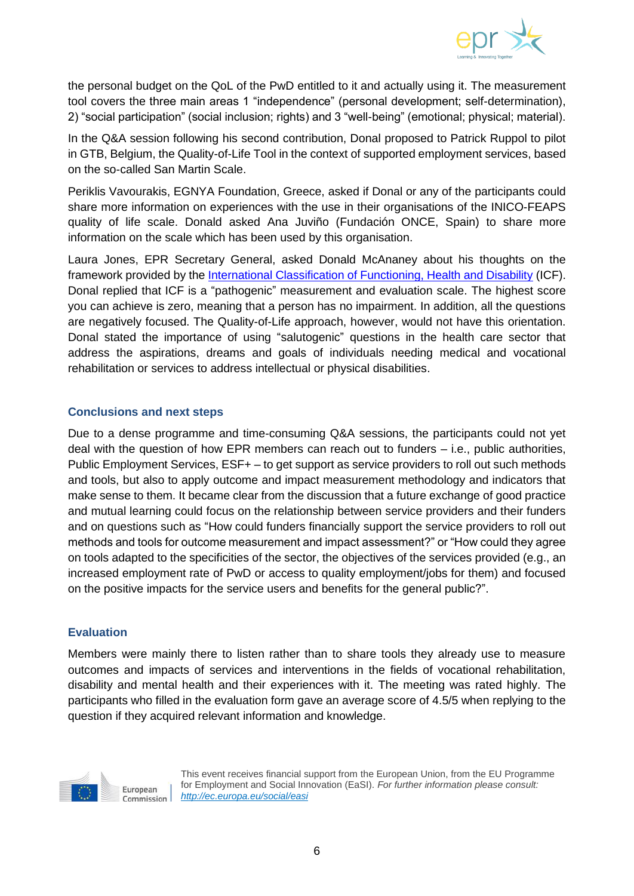the personal budget on the QoL of the PwD entitled to it and actually using it. The measurement tool covers the three main areas 1 "independence" (personal development; self-determination), 2) "social participation" (social inclusion; rights) and 3 "well-being" (emotional; physical; material).

In the Q&A session following his second contribution, Donal proposed to Patrick Ruppol to pilot in GTB, Belgium, the Quality-of-Life Tool in the context of supported employment services, based on the so-called San Martin Scale.

Periklis Vavourakis, EGNYA Foundation, Greece, asked if Donal or any of the participants could share more information on experiences with the use in their organisations of the INICO-FEAPS quality of life scale. Donald asked Ana Juviño (Fundación ONCE, Spain) to share more information on the scale which has been used by this organisation.

Laura Jones, EPR Secretary General, asked Donald McAnaney about his thoughts on the framework provided by the [International Classification of Functioning, Health and Disability](#) (ICF). Donal replied that ICF is a "pathogenic" measurement and evaluation scale. The highest score you can achieve is zero, meaning that a person has no impairment. In addition, all the questions are negatively focused. The Quality-of-Life approach, however, would not have this orientation. Donal stated the importance of using "salutogenic" questions in the health care sector that address the aspirations, dreams and goals of individuals needing medical and vocational rehabilitation or services to address intellectual or physical disabilities.

### Conclusions and next steps

Due to a dense programme and time-consuming Q&A sessions, the participants could not yet deal with the question of how EPR members can reach out to funders – i.e., public authorities, Public Employment Services, ESF+ – to get support as service providers to roll out such methods and tools, but also to apply outcome and impact measurement methodology and indicators that make sense to them. It became clear from the discussion that a future exchange of good practice and mutual learning could focus on the relationship between service providers and their funders and on questions such as "How could funders financially support the service providers to roll out methods and tools for outcome measurement and impact assessment?" or "How could they agree on tools adapted to the specificities of the sector, the objectives of the services provided (e.g., an increased employment rate of PwD or access to quality employment/jobs for them) and focused on the positive impacts for the service users and benefits for the general public?".

### Evaluation

Members were mainly there to listen rather than to share tools they already use to measure outcomes and impacts of services and interventions in the fields of vocational rehabilitation, disability and mental health and their experiences with it. The meeting was rated highly. The participants who filled in the evaluation form gave an average score of 4.5/5 when replying to the question if they acquired relevant information and knowledge.

This event receives financial support from the European Union, from the EU Programme for Employment and Social Innovation (EaSI). *For further information please consult:* [http://ec.europa.eu/social/easi](http://ec.europa.eu/social/easi)